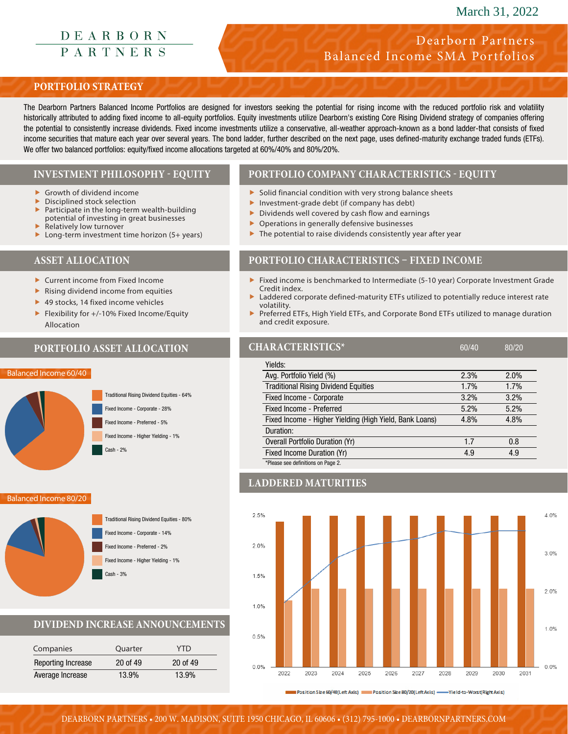March 31, 2022

DEARBORN PARTNERS

# Dearborn Partners Balanced Income SMA Portfolios

## PORTFOLIO STRATEGY

The Dearborn Partners Balanced Income Portfolios are designed for investors seeking the potential for rising income with the reduced portfolio risk and volatility historically attributed to adding fixed income to all-equity portfolios. Equity investments utilize Dearborn's existing Core Rising Dividend strategy of companies offering the potential to consistently increase dividends. Fixed income investments utilize a conservative, all-weather approach-known as a bond ladder-that consists of fixed income securities that mature each year over several years. The bond ladder, further described on the next page, uses defined-maturity exchange traded funds (ETFs). We offer two balanced portfolios: equity/fixed income allocations targeted at 60%/40% and 80%/20%.

## INVESTMENT PHILOSOPHY - EQUITY

- Growth of dividend income
- Disciplined stock selection
- Participate in the long-term wealth-building potential of investing in great businesses
- Relatively low turnover
- Long-term investment time horizon (5+ years)

## ASSET ALLOCATION

- Current income from Fixed Income
- Rising dividend income from equities
- 49 stocks, 14 fixed income vehicles
- Flexibility for +/-10% Fixed Income/Equity Allocation

## PORTFOLIO ASSET ALLOCATION

**Balanced Income 60/40**

- Traditional Rising Dividend Equities - 64%
- Fixed Income - Corporate - 28%
- Fixed Income - Preferred - 5%
- Fixed Income - Higher Yielding - 1%
- Cash - 2%

**Balanced Income 80/20**

- Traditional Rising Dividend Equities - 80%
- Fixed Income - Corporate - 14%
- Fixed Income - Preferred - 2%
- Fixed Income - Higher Yielding - 1%
- Cash - 3%

## DIVIDEND INCREASE ANNOUNCEMENTS

| Companies | Quarter | YTD |
|---|---|---|
| Reporting Increase | 20 of 49 | 20 of 49 |
| Average Increase | 13.9% | 13.9% |

## PORTFOLIO COMPANY CHARACTERISTICS - EQUITY

- Solid financial condition with very strong balance sheets
- Investment-grade debt (if company has debt)
- Dividends well covered by cash flow and earnings
- Operations in generally defensive businesses
- The potential to raise dividends consistently year after year

## PORTFOLIO CHARACTERISTICS – FIXED INCOME

- Fixed income is benchmarked to Intermediate (5-10 year) Corporate Investment Grade Credit index.
- Laddered corporate defined-maturity ETFs utilized to potentially reduce interest rate volatility.
- Preferred ETFs, High Yield ETFs, and Corporate Bond ETFs utilized to manage duration and credit exposure.

## CHARACTERISTICS*

| | 60/40 | 80/20 |
|---|---|---|
| **Yields:** | | |
| Avg. Portfolio Yield (%) | 2.3% | 2.0% |
| Traditional Rising Dividend Equities | 1.7% | 1.7% |
| Fixed Income - Corporate | 3.2% | 3.2% |
| Fixed Income - Preferred | 5.2% | 5.2% |
| Fixed Income - Higher Yielding (High Yield, Bank Loans) | 4.8% | 4.8% |
| **Duration:** | | |
| Overall Portfolio Duration (Yr) | 1.7 | 0.8 |
| Fixed Income Duration (Yr) | 4.9 | 4.9 |

*Please see definitions on Page 2.

## LADDERED MATURITIES

Legend: Position Size 60/40 (Left Axis), Position Size 80/20 (Left Axis), Yield-to-Worst (Right Axis)

Years: 2022, 2023, 2024, 2025, 2026, 2027, 2028, 2029, 2030, 2031

DEARBORN PARTNERS • 200 W. MADISON, SUITE 1950 CHICAGO, IL 60606 • (312) 795-1000 • DEARBORNPARTNERS.COM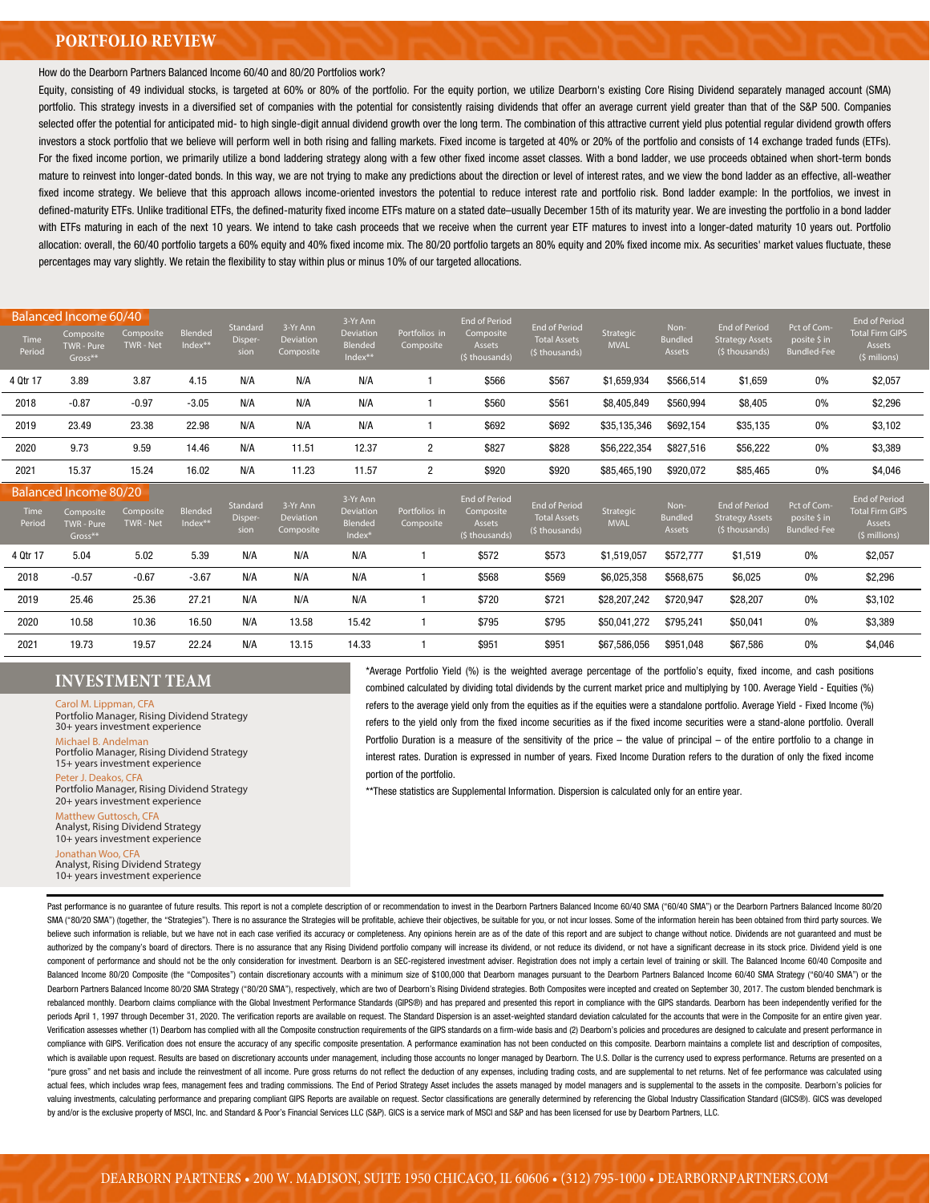## PORTFOLIO REVIEW

How do the Dearborn Partners Balanced Income 60/40 and 80/20 Portfolios work?

Equity, consisting of 49 individual stocks, is targeted at 60% or 80% of the portfolio. For the equity portion, we utilize Dearborn's existing Core Rising Dividend separately managed account (SMA) portfolio. This strategy invests in a diversified set of companies with the potential for consistently raising dividends that offer an average current yield greater than that of the S&P 500. Companies selected offer the potential for anticipated mid- to high single-digit annual dividend growth over the long term. The combination of this attractive current yield plus potential regular dividend growth offers investors a stock portfolio that we believe will perform well in both rising and falling markets. Fixed income is targeted at 40% or 20% of the portfolio and consists of 14 exchange traded funds (ETFs). For the fixed income portion, we primarily utilize a bond laddering strategy along with a few other fixed income asset classes. With a bond ladder, we use proceeds obtained when short-term bonds mature to reinvest into longer-dated bonds. In this way, we are not trying to make any predictions about the direction or level of interest rates, and we view the bond ladder as an effective, all-weather fixed income strategy. We believe that this approach allows income-oriented investors the potential to reduce interest rate and portfolio risk. Bond ladder example: In the portfolios, we invest in defined-maturity ETFs. Unlike traditional ETFs, the defined-maturity fixed income ETFs mature on a stated date–usually December 15th of its maturity year. We are investing the portfolio in a bond ladder with ETFs maturing in each of the next 10 years. We intend to take cash proceeds that we receive when the current year ETF matures to invest into a longer-dated maturity 10 years out. Portfolio allocation: overall, the 60/40 portfolio targets a 60% equity and 40% fixed income mix. The 80/20 portfolio targets an 80% equity and 20% fixed income mix. As securities' market values fluctuate, these percentages may vary slightly. We retain the flexibility to stay within plus or minus 10% of our targeted allocations.

**Balanced Income 60/40**

| Time Period | Composite TWR - Pure Gross** | Composite TWR - Net | Blended Index** | Standard Disper-sion | 3-Yr Ann Deviation Composite | 3-Yr Ann Deviation Blended Index** | Portfolios in Composite | End of Period Composite Assets ($ thousands) | End of Period Total Assets ($ thousands) | Strategic MVAL | Non-Bundled Assets | End of Period Strategy Assets ($ thousands) | Pct of Com-posite $ in Bundled-Fee | End of Period Total Firm GIPS Assets ($ milions) |
|---|---|---|---|---|---|---|---|---|---|---|---|---|---|---|
| 4 Qtr 17 | 3.89 | 3.87 | 4.15 | N/A | N/A | N/A | 1 | $566 | $567 | $1,659,934 | $566,514 | $1,659 | 0% | $2,057 |
| 2018 | -0.87 | -0.97 | -3.05 | N/A | N/A | N/A | 1 | $560 | $561 | $8,405,849 | $560,994 | $8,405 | 0% | $2,296 |
| 2019 | 23.49 | 23.38 | 22.98 | N/A | N/A | N/A | 1 | $692 | $692 | $35,135,346 | $692,154 | $35,135 | 0% | $3,102 |
| 2020 | 9.73 | 9.59 | 14.46 | N/A | 11.51 | 12.37 | 2 | $827 | $828 | $56,222,354 | $827,516 | $56,222 | 0% | $3,389 |
| 2021 | 15.37 | 15.24 | 16.02 | N/A | 11.23 | 11.57 | 2 | $920 | $920 | $85,465,190 | $920,072 | $85,465 | 0% | $4,046 |

**Balanced Income 80/20**

| Time Period | Composite TWR - Pure Gross** | Composite TWR - Net | Blended Index** | Standard Disper-sion | 3-Yr Ann Deviation Composite | 3-Yr Ann Deviation Blended Index* | Portfolios in Composite | End of Period Composite Assets ($ thousands) | End of Period Total Assets ($ thousands) | Strategic MVAL | Non-Bundled Assets | End of Period Strategy Assets ($ thousands) | Pct of Com-posite $ in Bundled-Fee | End of Period Total Firm GIPS Assets ($ millions) |
|---|---|---|---|---|---|---|---|---|---|---|---|---|---|---|
| 4 Qtr 17 | 5.04 | 5.02 | 5.39 | N/A | N/A | N/A | 1 | $572 | $573 | $1,519,057 | $572,777 | $1,519 | 0% | $2,057 |
| 2018 | -0.57 | -0.67 | -3.67 | N/A | N/A | N/A | 1 | $568 | $569 | $6,025,358 | $568,675 | $6,025 | 0% | $2,296 |
| 2019 | 25.46 | 25.36 | 27.21 | N/A | N/A | N/A | 1 | $720 | $721 | $28,207,242 | $720,947 | $28,207 | 0% | $3,102 |
| 2020 | 10.58 | 10.36 | 16.50 | N/A | 13.58 | 15.42 | 1 | $795 | $795 | $50,041,272 | $795,241 | $50,041 | 0% | $3,389 |
| 2021 | 19.73 | 19.57 | 22.24 | N/A | 13.15 | 14.33 | 1 | $951 | $951 | $67,586,056 | $951,048 | $67,586 | 0% | $4,046 |

## INVESTMENT TEAM

Carol M. Lippman, CFA
Portfolio Manager, Rising Dividend Strategy
30+ years investment experience

Michael B. Andelman
Portfolio Manager, Rising Dividend Strategy
15+ years investment experience

Peter J. Deakos, CFA
Portfolio Manager, Rising Dividend Strategy
20+ years investment experience

Matthew Guttosch, CFA
Analyst, Rising Dividend Strategy
10+ years investment experience

Jonathan Woo, CFA
Analyst, Rising Dividend Strategy
10+ years investment experience

*Average Portfolio Yield (%) is the weighted average percentage of the portfolio's equity, fixed income, and cash positions combined calculated by dividing total dividends by the current market price and multiplying by 100. Average Yield - Equities (%) refers to the average yield only from the equities as if the equities were a standalone portfolio. Average Yield - Fixed Income (%) refers to the yield only from the fixed income securities as if the fixed income securities were a stand-alone portfolio. Overall Portfolio Duration is a measure of the sensitivity of the price – the value of principal – of the entire portfolio to a change in interest rates. Duration is expressed in number of years. Fixed Income Duration refers to the duration of only the fixed income portion of the portfolio.

**These statistics are Supplemental Information. Dispersion is calculated only for an entire year.

Past performance is no guarantee of future results. This report is not a complete description of or recommendation to invest in the Dearborn Partners Balanced Income 60/40 SMA ("60/40 SMA") or the Dearborn Partners Balanced Income 80/20 SMA ("80/20 SMA") (together, the "Strategies"). There is no assurance the Strategies will be profitable, achieve their objectives, be suitable for you, or not incur losses. Some of the information herein has been obtained from third party sources. We believe such information is reliable, but we have not in each case verified its accuracy or completeness. Any opinions herein are as of the date of this report and are subject to change without notice. Dividends are not guaranteed and must be authorized by the company's board of directors. There is no assurance that any Rising Dividend portfolio company will increase its dividend, or not reduce its dividend, or not have a significant decrease in its stock price. Dividend yield is one component of performance and should not be the only consideration for investment. Dearborn is an SEC-registered investment adviser. Registration does not imply a certain level of training or skill. The Balanced Income 60/40 Composite and Balanced Income 80/20 Composite (the "Composites") contain discretionary accounts with a minimum size of $100,000 that Dearborn manages pursuant to the Dearborn Partners Balanced Income 60/40 SMA Strategy ("60/40 SMA") or the Dearborn Partners Balanced Income 80/20 SMA Strategy ("80/20 SMA"), respectively, which are two of Dearborn's Rising Dividend strategies. Both Composites were incepted and created on September 30, 2017. The custom blended benchmark is rebalanced monthly. Dearborn claims compliance with the Global Investment Performance Standards (GIPS®) and has prepared and presented this report in compliance with the GIPS standards. Dearborn has been independently verified for the periods April 1, 1997 through December 31, 2020. The verification reports are available on request. The Standard Dispersion is an asset-weighted standard deviation calculated for the accounts that were in the Composite for an entire given year. Verification assesses whether (1) Dearborn has complied with all the Composite construction requirements of the GIPS standards on a firm-wide basis and (2) Dearborn's policies and procedures are designed to calculate and present performance in compliance with GIPS. Verification does not ensure the accuracy of any specific composite presentation. A performance examination has not been conducted on this composite. Dearborn maintains a complete list and description of composites, which is available upon request. Results are based on discretionary accounts under management, including those accounts no longer managed by Dearborn. The U.S. Dollar is the currency used to express performance. Returns are presented on a "pure gross" and net basis and include the reinvestment of all income. Pure gross returns do not reflect the deduction of any expenses, including trading costs, and are supplemental to net returns. Net of fee performance was calculated using actual fees, which includes wrap fees, management fees and trading commissions. The End of Period Strategy Asset includes the assets managed by model managers and is supplemental to the assets in the composite. Dearborn's policies for valuing investments, calculating performance and preparing compliant GIPS Reports are available on request. Sector classifications are generally determined by referencing the Global Industry Classification Standard (GICS®). GICS was developed by and/or is the exclusive property of MSCI, Inc. and Standard & Poor's Financial Services LLC (S&P). GICS is a service mark of MSCI and S&P and has been licensed for use by Dearborn Partners, LLC.

DEARBORN PARTNERS • 200 W. MADISON, SUITE 1950 CHICAGO, IL 60606 • (312) 795-1000 • DEARBORNPARTNERS.COM